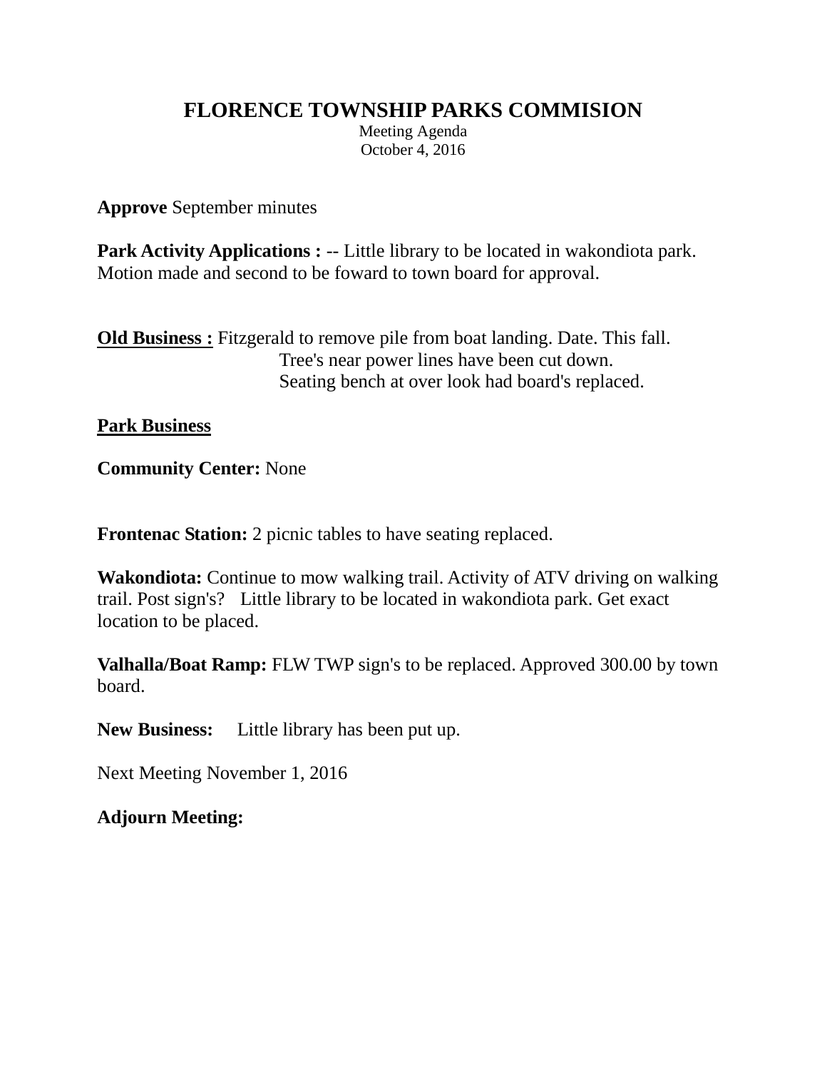# FLORENCE TOWNSHIP PARKS COMMISION

Meeting Agenda
October 4, 2016

**Approve** September minutes

**Park Activity Applications :** -- Little library to be located in wakondiota park. Motion made and second to be foward to town board for approval.

**Old Business :** Fitzgerald to remove pile from boat landing. Date. This fall.
Tree's near power lines have been cut down.
Seating bench at over look had board's replaced.

**Park Business**

**Community Center:** None

**Frontenac Station:** 2 picnic tables to have seating replaced.

**Wakondiota:** Continue to mow walking trail. Activity of ATV driving on walking trail. Post sign's? Little library to be located in wakondiota park. Get exact location to be placed.

**Valhalla/Boat Ramp:** FLW TWP sign's to be replaced. Approved 300.00 by town board.

**New Business:** Little library has been put up.

Next Meeting November 1, 2016

**Adjourn Meeting:**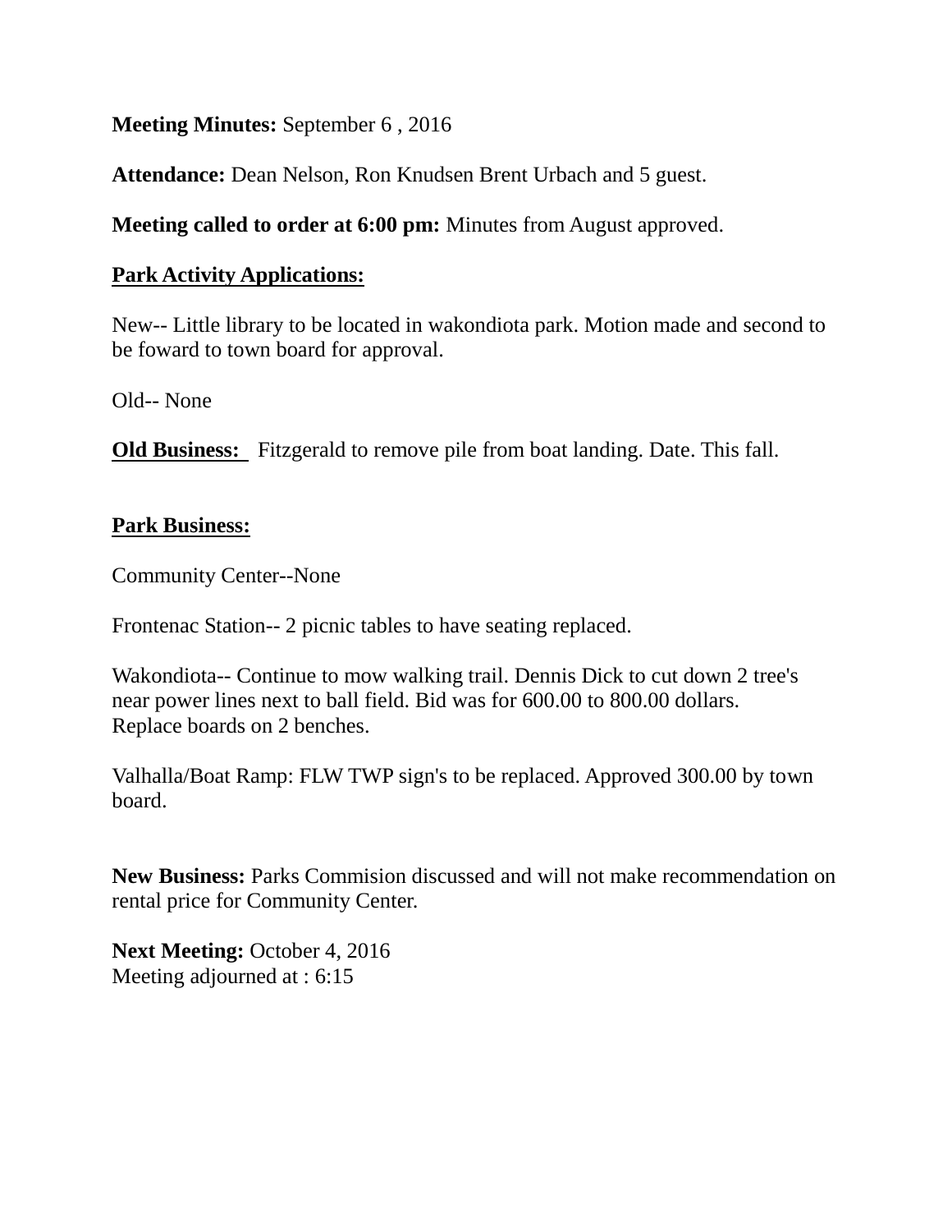**Meeting Minutes:** September 6 , 2016

**Attendance:** Dean Nelson, Ron Knudsen Brent Urbach and 5 guest.

**Meeting called to order at 6:00 pm:** Minutes from August approved.

**Park Activity Applications:**

New-- Little library to be located in wakondiota park. Motion made and second to be foward to town board for approval.

Old-- None

**Old Business:** Fitzgerald to remove pile from boat landing. Date. This fall.

**Park Business:**

Community Center--None

Frontenac Station-- 2 picnic tables to have seating replaced.

Wakondiota-- Continue to mow walking trail. Dennis Dick to cut down 2 tree's near power lines next to ball field. Bid was for 600.00 to 800.00 dollars. Replace boards on 2 benches.

Valhalla/Boat Ramp: FLW TWP sign's to be replaced. Approved 300.00 by town board.

**New Business:** Parks Commision discussed and will not make recommendation on rental price for Community Center.

**Next Meeting:** October 4, 2016
Meeting adjourned at : 6:15